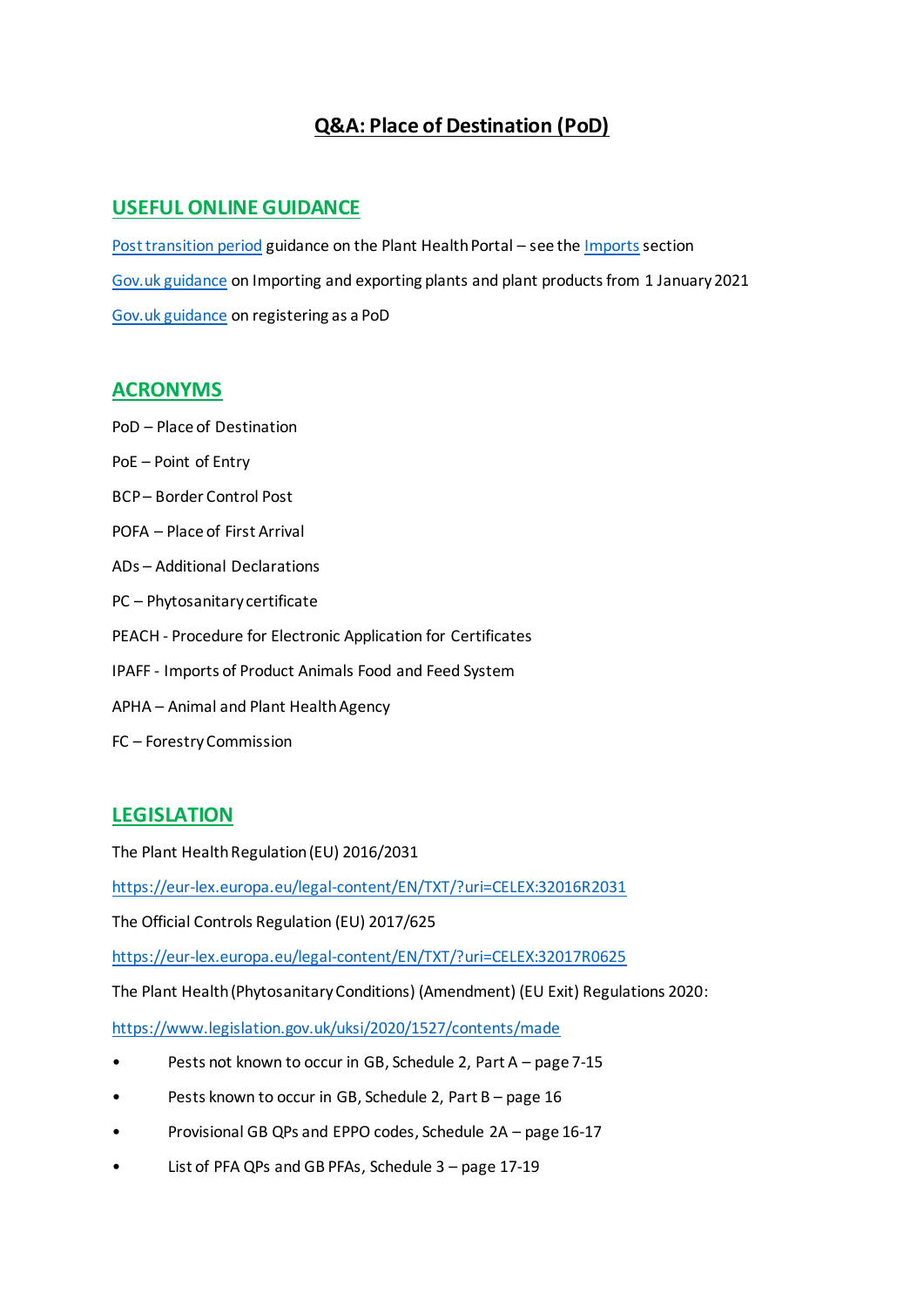# Q&A: Place of Destination (PoD)

## USEFUL ONLINE GUIDANCE

Post transition period guidance on the Plant Health Portal – see the Imports section

Gov.uk guidance on Importing and exporting plants and plant products from 1 January 2021

Gov.uk guidance on registering as a PoD

## ACRONYMS

PoD – Place of Destination

PoE – Point of Entry

BCP – Border Control Post

POFA – Place of First Arrival

ADs – Additional Declarations

PC – Phytosanitary certificate

PEACH - Procedure for Electronic Application for Certificates

IPAFF - Imports of Product Animals Food and Feed System

APHA – Animal and Plant Health Agency

FC – Forestry Commission

## LEGISLATION

The Plant Health Regulation (EU) 2016/2031

https://eur-lex.europa.eu/legal-content/EN/TXT/?uri=CELEX:32016R2031

The Official Controls Regulation (EU) 2017/625

https://eur-lex.europa.eu/legal-content/EN/TXT/?uri=CELEX:32017R0625

The Plant Health (Phytosanitary Conditions) (Amendment) (EU Exit) Regulations 2020:

https://www.legislation.gov.uk/uksi/2020/1527/contents/made

- Pests not known to occur in GB, Schedule 2, Part A – page 7-15
- Pests known to occur in GB, Schedule 2, Part B – page 16
- Provisional GB QPs and EPPO codes, Schedule 2A – page 16-17
- List of PFA QPs and GB PFAs, Schedule 3 – page 17-19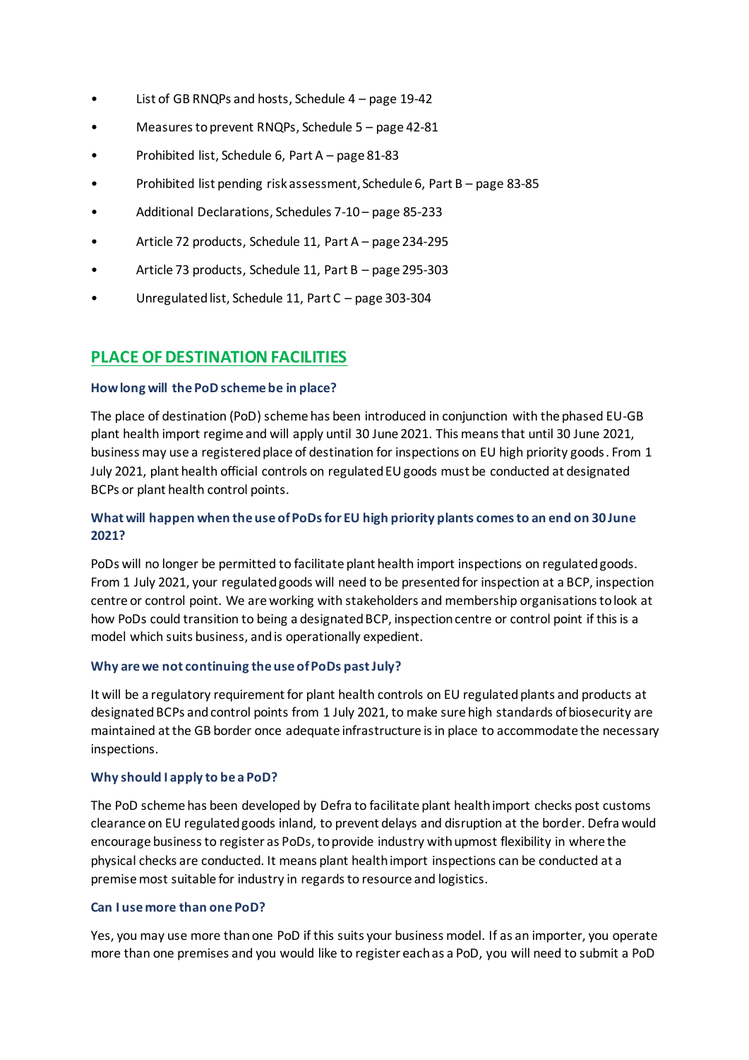- List of GB RNQPs and hosts, Schedule 4 – page 19-42
- Measures to prevent RNQPs, Schedule 5 – page 42-81
- Prohibited list, Schedule 6, Part A – page 81-83
- Prohibited list pending risk assessment, Schedule 6, Part B – page 83-85
- Additional Declarations, Schedules 7-10 – page 85-233
- Article 72 products, Schedule 11, Part A – page 234-295
- Article 73 products, Schedule 11, Part B – page 295-303
- Unregulated list, Schedule 11, Part C – page 303-304

## PLACE OF DESTINATION FACILITIES

### How long will the PoD scheme be in place?

The place of destination (PoD) scheme has been introduced in conjunction with the phased EU-GB plant health import regime and will apply until 30 June 2021. This means that until 30 June 2021, business may use a registered place of destination for inspections on EU high priority goods. From 1 July 2021, plant health official controls on regulated EU goods must be conducted at designated BCPs or plant health control points.

### What will happen when the use of PoDs for EU high priority plants comes to an end on 30 June 2021?

PoDs will no longer be permitted to facilitate plant health import inspections on regulated goods. From 1 July 2021, your regulated goods will need to be presented for inspection at a BCP, inspection centre or control point. We are working with stakeholders and membership organisations to look at how PoDs could transition to being a designated BCP, inspection centre or control point if this is a model which suits business, and is operationally expedient.

### Why are we not continuing the use of PoDs past July?

It will be a regulatory requirement for plant health controls on EU regulated plants and products at designated BCPs and control points from 1 July 2021, to make sure high standards of biosecurity are maintained at the GB border once adequate infrastructure is in place to accommodate the necessary inspections.

### Why should I apply to be a PoD?

The PoD scheme has been developed by Defra to facilitate plant health import checks post customs clearance on EU regulated goods inland, to prevent delays and disruption at the border. Defra would encourage business to register as PoDs, to provide industry with upmost flexibility in where the physical checks are conducted. It means plant health import inspections can be conducted at a premise most suitable for industry in regards to resource and logistics.

### Can I use more than one PoD?

Yes, you may use more than one PoD if this suits your business model. If as an importer, you operate more than one premises and you would like to register each as a PoD, you will need to submit a PoD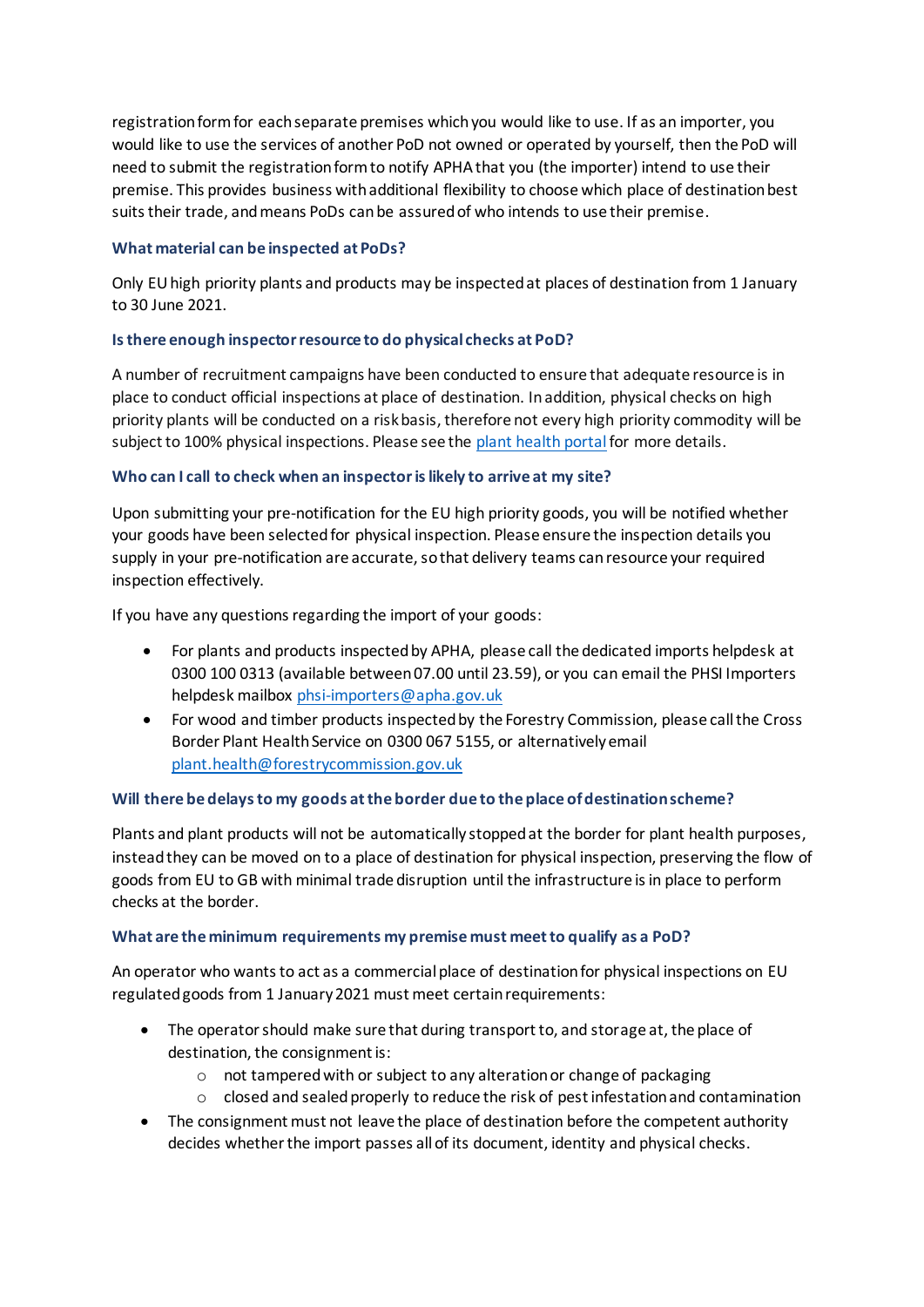registration form for each separate premises which you would like to use. If as an importer, you would like to use the services of another PoD not owned or operated by yourself, then the PoD will need to submit the registration form to notify APHA that you (the importer) intend to use their premise. This provides business with additional flexibility to choose which place of destination best suits their trade, and means PoDs can be assured of who intends to use their premise.

### What material can be inspected at PoDs?

Only EU high priority plants and products may be inspected at places of destination from 1 January to 30 June 2021.

### Is there enough inspector resource to do physical checks at PoD?

A number of recruitment campaigns have been conducted to ensure that adequate resource is in place to conduct official inspections at place of destination. In addition, physical checks on high priority plants will be conducted on a risk basis, therefore not every high priority commodity will be subject to 100% physical inspections. Please see the [plant health portal](plant health portal) for more details.

### Who can I call to check when an inspector is likely to arrive at my site?

Upon submitting your pre-notification for the EU high priority goods, you will be notified whether your goods have been selected for physical inspection. Please ensure the inspection details you supply in your pre-notification are accurate, so that delivery teams can resource your required inspection effectively.

If you have any questions regarding the import of your goods:

- For plants and products inspected by APHA, please call the dedicated imports helpdesk at 0300 100 0313 (available between 07.00 until 23.59), or you can email the PHSI Importers helpdesk mailbox [phsi-importers@apha.gov.uk](mailto:phsi-importers@apha.gov.uk)
- For wood and timber products inspected by the Forestry Commission, please call the Cross Border Plant Health Service on 0300 067 5155, or alternatively email [plant.health@forestrycommission.gov.uk](mailto:plant.health@forestrycommission.gov.uk)

### Will there be delays to my goods at the border due to the place of destination scheme?

Plants and plant products will not be automatically stopped at the border for plant health purposes, instead they can be moved on to a place of destination for physical inspection, preserving the flow of goods from EU to GB with minimal trade disruption until the infrastructure is in place to perform checks at the border.

### What are the minimum requirements my premise must meet to qualify as a PoD?

An operator who wants to act as a commercial place of destination for physical inspections on EU regulated goods from 1 January 2021 must meet certain requirements:

- The operator should make sure that during transport to, and storage at, the place of destination, the consignment is:
  - not tampered with or subject to any alteration or change of packaging
  - closed and sealed properly to reduce the risk of pest infestation and contamination
- The consignment must not leave the place of destination before the competent authority decides whether the import passes all of its document, identity and physical checks.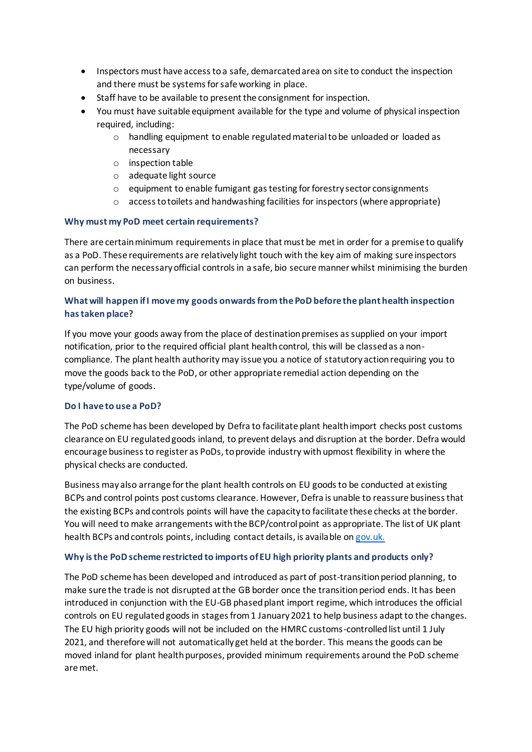- Inspectors must have access to a safe, demarcated area on site to conduct the inspection and there must be systems for safe working in place.
- Staff have to be available to present the consignment for inspection.
- You must have suitable equipment available for the type and volume of physical inspection required, including:
    - handling equipment to enable regulated material to be unloaded or loaded as necessary
    - inspection table
    - adequate light source
    - equipment to enable fumigant gas testing for forestry sector consignments
    - access to toilets and handwashing facilities for inspectors (where appropriate)

#### Why must my PoD meet certain requirements?

There are certain minimum requirements in place that must be met in order for a premise to qualify as a PoD. These requirements are relatively light touch with the key aim of making sure inspectors can perform the necessary official controls in a safe, bio secure manner whilst minimising the burden on business.

#### What will happen if I move my goods onwards from the PoD before the plant health inspection has taken place?

If you move your goods away from the place of destination premises as supplied on your import notification, prior to the required official plant health control, this will be classed as a non-compliance. The plant health authority may issue you a notice of statutory action requiring you to move the goods back to the PoD, or other appropriate remedial action depending on the type/volume of goods.

#### Do I have to use a PoD?

The PoD scheme has been developed by Defra to facilitate plant health import checks post customs clearance on EU regulated goods inland, to prevent delays and disruption at the border. Defra would encourage business to register as PoDs, to provide industry with upmost flexibility in where the physical checks are conducted.

Business may also arrange for the plant health controls on EU goods to be conducted at existing BCPs and control points post customs clearance. However, Defra is unable to reassure business that the existing BCPs and controls points will have the capacity to facilitate these checks at the border. You will need to make arrangements with the BCP/control point as appropriate. The list of UK plant health BCPs and controls points, including contact details, is available on gov.uk.

#### Why is the PoD scheme restricted to imports of EU high priority plants and products only?

The PoD scheme has been developed and introduced as part of post-transition period planning, to make sure the trade is not disrupted at the GB border once the transition period ends. It has been introduced in conjunction with the EU-GB phased plant import regime, which introduces the official controls on EU regulated goods in stages from 1 January 2021 to help business adapt to the changes. The EU high priority goods will not be included on the HMRC customs-controlled list until 1 July 2021, and therefore will not automatically get held at the border. This means the goods can be moved inland for plant health purposes, provided minimum requirements around the PoD scheme are met.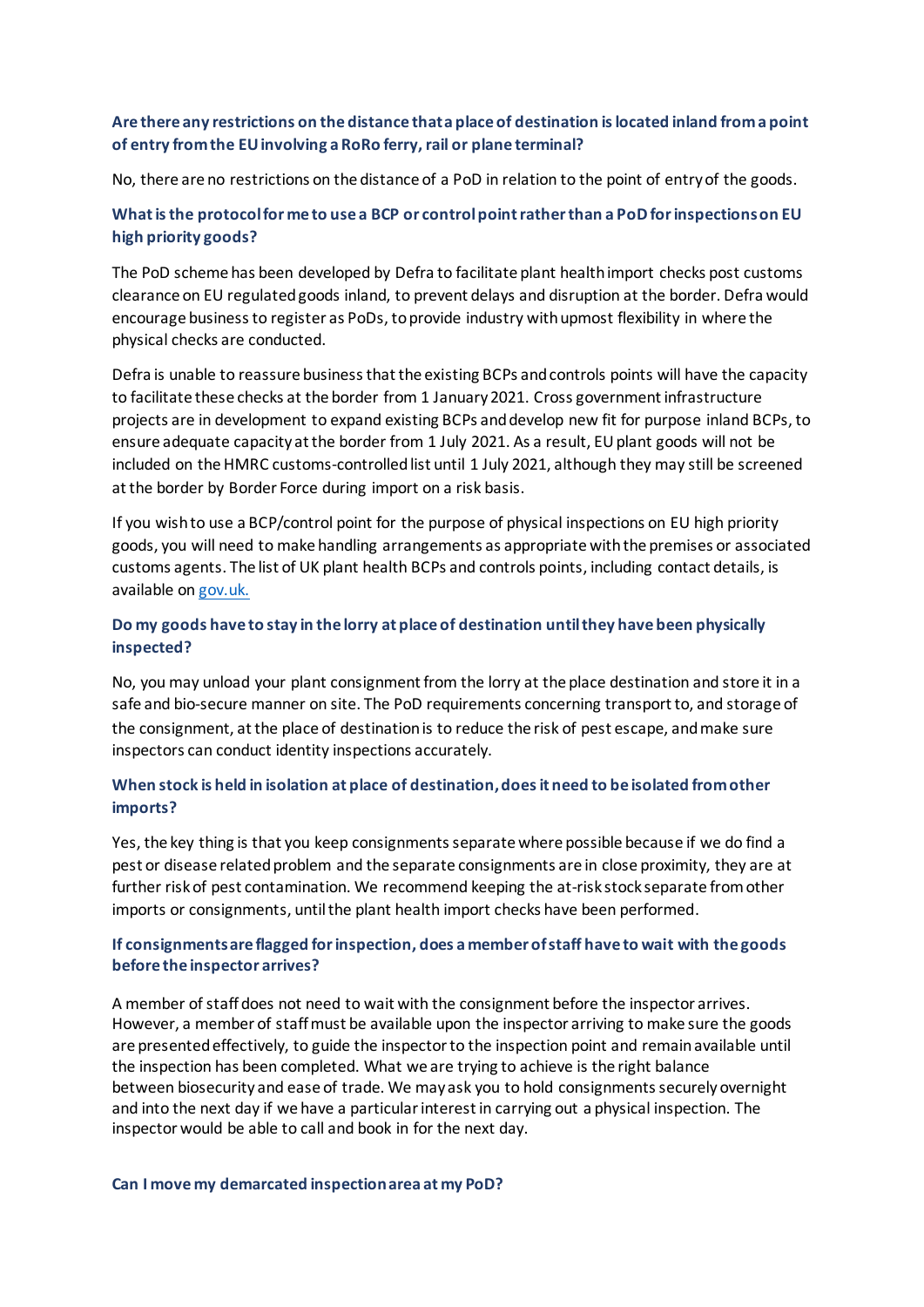### Are there any restrictions on the distance that a place of destination is located inland from a point of entry from the EU involving a RoRo ferry, rail or plane terminal?

No, there are no restrictions on the distance of a PoD in relation to the point of entry of the goods.

### What is the protocol for me to use a BCP or control point rather than a PoD for inspections on EU high priority goods?

The PoD scheme has been developed by Defra to facilitate plant health import checks post customs clearance on EU regulated goods inland, to prevent delays and disruption at the border. Defra would encourage business to register as PoDs, to provide industry with upmost flexibility in where the physical checks are conducted.

Defra is unable to reassure business that the existing BCPs and controls points will have the capacity to facilitate these checks at the border from 1 January 2021. Cross government infrastructure projects are in development to expand existing BCPs and develop new fit for purpose inland BCPs, to ensure adequate capacity at the border from 1 July 2021. As a result, EU plant goods will not be included on the HMRC customs-controlled list until 1 July 2021, although they may still be screened at the border by Border Force during import on a risk basis.

If you wish to use a BCP/control point for the purpose of physical inspections on EU high priority goods, you will need to make handling arrangements as appropriate with the premises or associated customs agents. The list of UK plant health BCPs and controls points, including contact details, is available on [gov.uk.](gov.uk)

### Do my goods have to stay in the lorry at place of destination until they have been physically inspected?

No, you may unload your plant consignment from the lorry at the place destination and store it in a safe and bio-secure manner on site. The PoD requirements concerning transport to, and storage of the consignment, at the place of destination is to reduce the risk of pest escape, and make sure inspectors can conduct identity inspections accurately.

### When stock is held in isolation at place of destination, does it need to be isolated from other imports?

Yes, the key thing is that you keep consignments separate where possible because if we do find a pest or disease related problem and the separate consignments are in close proximity, they are at further risk of pest contamination. We recommend keeping the at-risk stock separate from other imports or consignments, until the plant health import checks have been performed.

### If consignments are flagged for inspection, does a member of staff have to wait with the goods before the inspector arrives?

A member of staff does not need to wait with the consignment before the inspector arrives. However, a member of staff must be available upon the inspector arriving to make sure the goods are presented effectively, to guide the inspector to the inspection point and remain available until the inspection has been completed. What we are trying to achieve is the right balance between biosecurity and ease of trade. We may ask you to hold consignments securely overnight and into the next day if we have a particular interest in carrying out a physical inspection. The inspector would be able to call and book in for the next day.

### Can I move my demarcated inspection area at my PoD?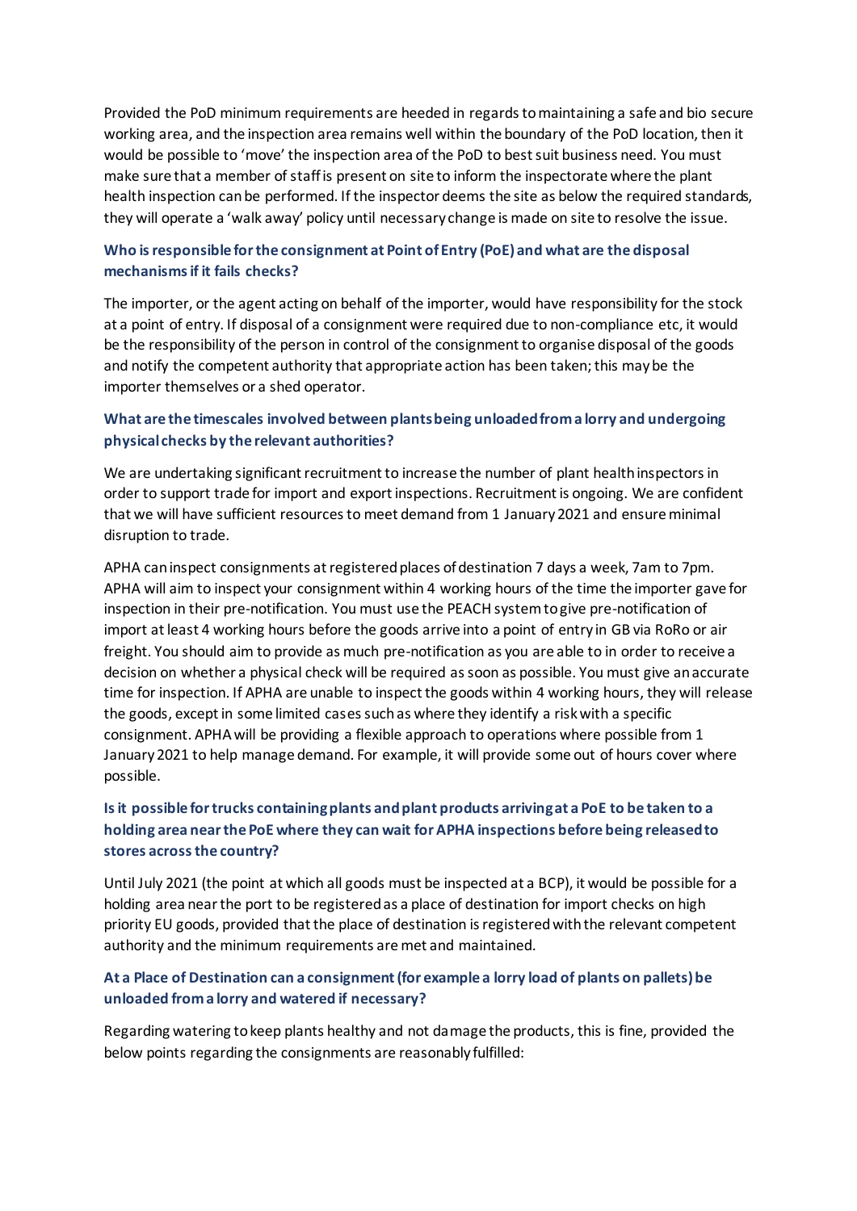Provided the PoD minimum requirements are heeded in regards to maintaining a safe and bio secure working area, and the inspection area remains well within the boundary of the PoD location, then it would be possible to 'move' the inspection area of the PoD to best suit business need. You must make sure that a member of staff is present on site to inform the inspectorate where the plant health inspection can be performed. If the inspector deems the site as below the required standards, they will operate a 'walk away' policy until necessary change is made on site to resolve the issue.

### Who is responsible for the consignment at Point of Entry (PoE) and what are the disposal mechanisms if it fails checks?

The importer, or the agent acting on behalf of the importer, would have responsibility for the stock at a point of entry. If disposal of a consignment were required due to non-compliance etc, it would be the responsibility of the person in control of the consignment to organise disposal of the goods and notify the competent authority that appropriate action has been taken; this may be the importer themselves or a shed operator.

### What are the timescales involved between plants being unloaded from a lorry and undergoing physical checks by the relevant authorities?

We are undertaking significant recruitment to increase the number of plant health inspectors in order to support trade for import and export inspections. Recruitment is ongoing. We are confident that we will have sufficient resources to meet demand from 1 January 2021 and ensure minimal disruption to trade.

APHA can inspect consignments at registered places of destination 7 days a week, 7am to 7pm. APHA will aim to inspect your consignment within 4 working hours of the time the importer gave for inspection in their pre-notification. You must use the PEACH system to give pre-notification of import at least 4 working hours before the goods arrive into a point of entry in GB via RoRo or air freight. You should aim to provide as much pre-notification as you are able to in order to receive a decision on whether a physical check will be required as soon as possible. You must give an accurate time for inspection. If APHA are unable to inspect the goods within 4 working hours, they will release the goods, except in some limited cases such as where they identify a risk with a specific consignment. APHA will be providing a flexible approach to operations where possible from 1 January 2021 to help manage demand. For example, it will provide some out of hours cover where possible.

### Is it possible for trucks containing plants and plant products arriving at a PoE to be taken to a holding area near the PoE where they can wait for APHA inspections before being released to stores across the country?

Until July 2021 (the point at which all goods must be inspected at a BCP), it would be possible for a holding area near the port to be registered as a place of destination for import checks on high priority EU goods, provided that the place of destination is registered with the relevant competent authority and the minimum requirements are met and maintained.

### At a Place of Destination can a consignment (for example a lorry load of plants on pallets) be unloaded from a lorry and watered if necessary?

Regarding watering to keep plants healthy and not damage the products, this is fine, provided the below points regarding the consignments are reasonably fulfilled: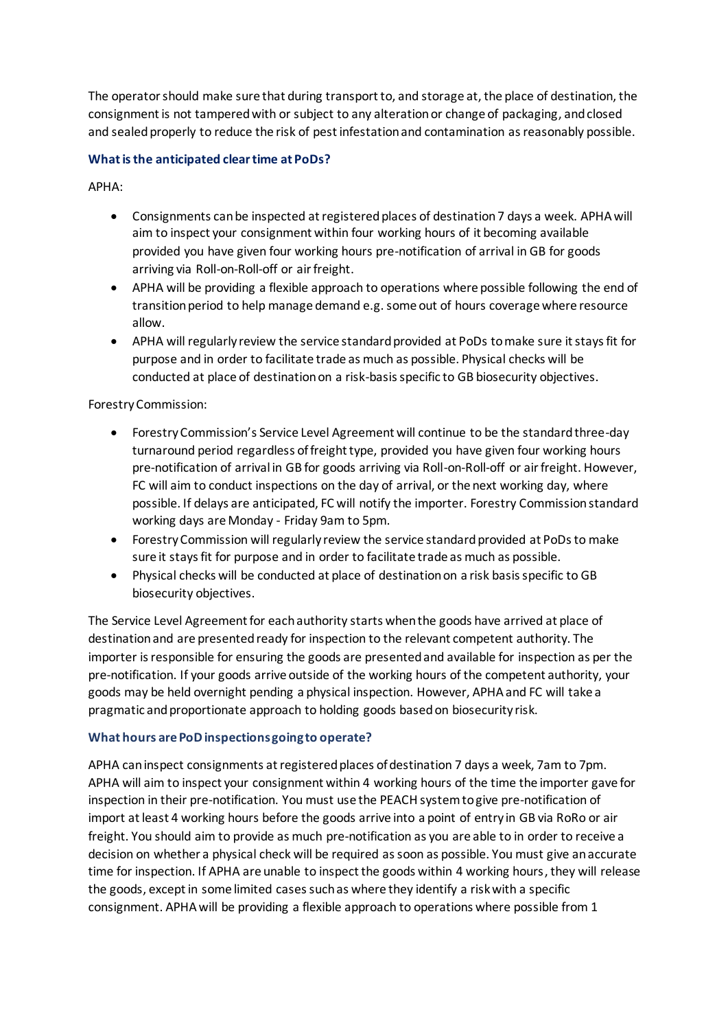The operator should make sure that during transport to, and storage at, the place of destination, the consignment is not tampered with or subject to any alteration or change of packaging, and closed and sealed properly to reduce the risk of pest infestation and contamination as reasonably possible.

### What is the anticipated clear time at PoDs?

APHA:

- Consignments can be inspected at registered places of destination 7 days a week. APHA will aim to inspect your consignment within four working hours of it becoming available provided you have given four working hours pre-notification of arrival in GB for goods arriving via Roll-on-Roll-off or air freight.
- APHA will be providing a flexible approach to operations where possible following the end of transition period to help manage demand e.g. some out of hours coverage where resource allow.
- APHA will regularly review the service standard provided at PoDs to make sure it stays fit for purpose and in order to facilitate trade as much as possible. Physical checks will be conducted at place of destination on a risk-basis specific to GB biosecurity objectives.

Forestry Commission:

- Forestry Commission's Service Level Agreement will continue to be the standard three-day turnaround period regardless of freight type, provided you have given four working hours pre-notification of arrival in GB for goods arriving via Roll-on-Roll-off or air freight. However, FC will aim to conduct inspections on the day of arrival, or the next working day, where possible. If delays are anticipated, FC will notify the importer. Forestry Commission standard working days are Monday - Friday 9am to 5pm.
- Forestry Commission will regularly review the service standard provided at PoDs to make sure it stays fit for purpose and in order to facilitate trade as much as possible.
- Physical checks will be conducted at place of destination on a risk basis specific to GB biosecurity objectives.

The Service Level Agreement for each authority starts when the goods have arrived at place of destination and are presented ready for inspection to the relevant competent authority. The importer is responsible for ensuring the goods are presented and available for inspection as per the pre-notification. If your goods arrive outside of the working hours of the competent authority, your goods may be held overnight pending a physical inspection. However, APHA and FC will take a pragmatic and proportionate approach to holding goods based on biosecurity risk.

### What hours are PoD inspections going to operate?

APHA can inspect consignments at registered places of destination 7 days a week, 7am to 7pm. APHA will aim to inspect your consignment within 4 working hours of the time the importer gave for inspection in their pre-notification. You must use the PEACH system to give pre-notification of import at least 4 working hours before the goods arrive into a point of entry in GB via RoRo or air freight. You should aim to provide as much pre-notification as you are able to in order to receive a decision on whether a physical check will be required as soon as possible. You must give an accurate time for inspection. If APHA are unable to inspect the goods within 4 working hours, they will release the goods, except in some limited cases such as where they identify a risk with a specific consignment. APHA will be providing a flexible approach to operations where possible from 1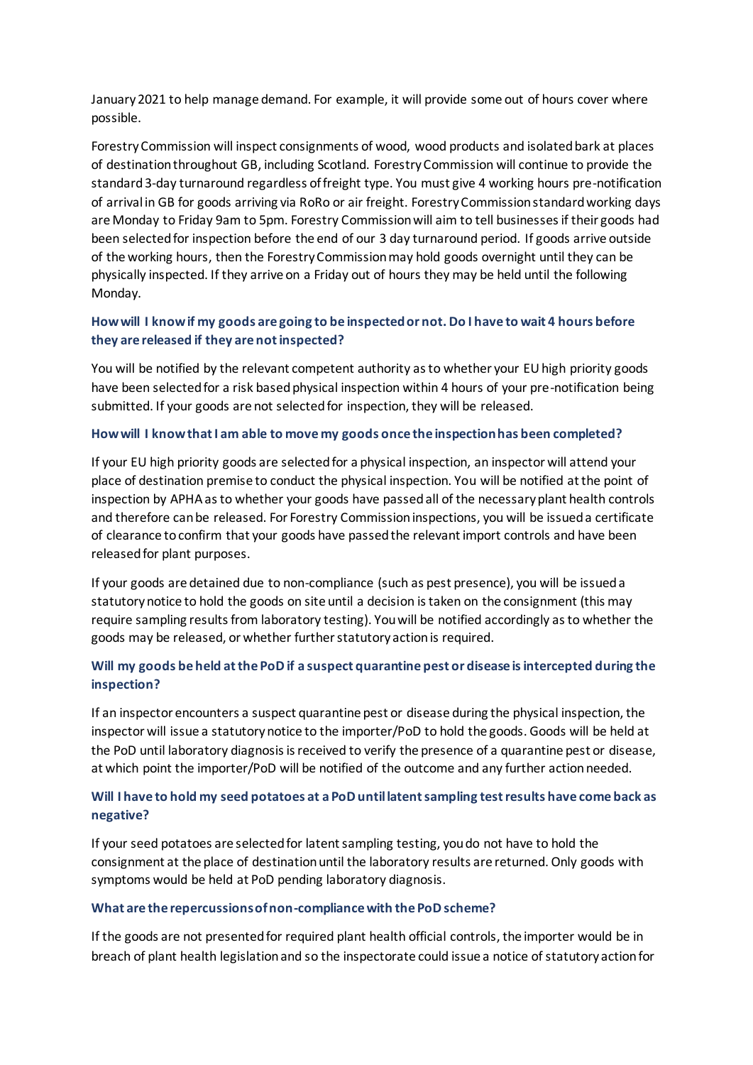January 2021 to help manage demand. For example, it will provide some out of hours cover where possible.

Forestry Commission will inspect consignments of wood, wood products and isolated bark at places of destination throughout GB, including Scotland. Forestry Commission will continue to provide the standard 3-day turnaround regardless of freight type. You must give 4 working hours pre-notification of arrival in GB for goods arriving via RoRo or air freight. Forestry Commission standard working days are Monday to Friday 9am to 5pm. Forestry Commission will aim to tell businesses if their goods had been selected for inspection before the end of our 3 day turnaround period. If goods arrive outside of the working hours, then the Forestry Commission may hold goods overnight until they can be physically inspected. If they arrive on a Friday out of hours they may be held until the following Monday.

### How will I know if my goods are going to be inspected or not. Do I have to wait 4 hours before they are released if they are not inspected?

You will be notified by the relevant competent authority as to whether your EU high priority goods have been selected for a risk based physical inspection within 4 hours of your pre-notification being submitted. If your goods are not selected for inspection, they will be released.

### How will I know that I am able to move my goods once the inspection has been completed?

If your EU high priority goods are selected for a physical inspection, an inspector will attend your place of destination premise to conduct the physical inspection. You will be notified at the point of inspection by APHA as to whether your goods have passed all of the necessary plant health controls and therefore can be released. For Forestry Commission inspections, you will be issued a certificate of clearance to confirm that your goods have passed the relevant import controls and have been released for plant purposes.

If your goods are detained due to non-compliance (such as pest presence), you will be issued a statutory notice to hold the goods on site until a decision is taken on the consignment (this may require sampling results from laboratory testing). You will be notified accordingly as to whether the goods may be released, or whether further statutory action is required.

### Will my goods be held at the PoD if a suspect quarantine pest or disease is intercepted during the inspection?

If an inspector encounters a suspect quarantine pest or disease during the physical inspection, the inspector will issue a statutory notice to the importer/PoD to hold the goods. Goods will be held at the PoD until laboratory diagnosis is received to verify the presence of a quarantine pest or disease, at which point the importer/PoD will be notified of the outcome and any further action needed.

### Will I have to hold my seed potatoes at a PoD until latent sampling test results have come back as negative?

If your seed potatoes are selected for latent sampling testing, you do not have to hold the consignment at the place of destination until the laboratory results are returned. Only goods with symptoms would be held at PoD pending laboratory diagnosis.

### What are the repercussions of non-compliance with the PoD scheme?

If the goods are not presented for required plant health official controls, the importer would be in breach of plant health legislation and so the inspectorate could issue a notice of statutory action for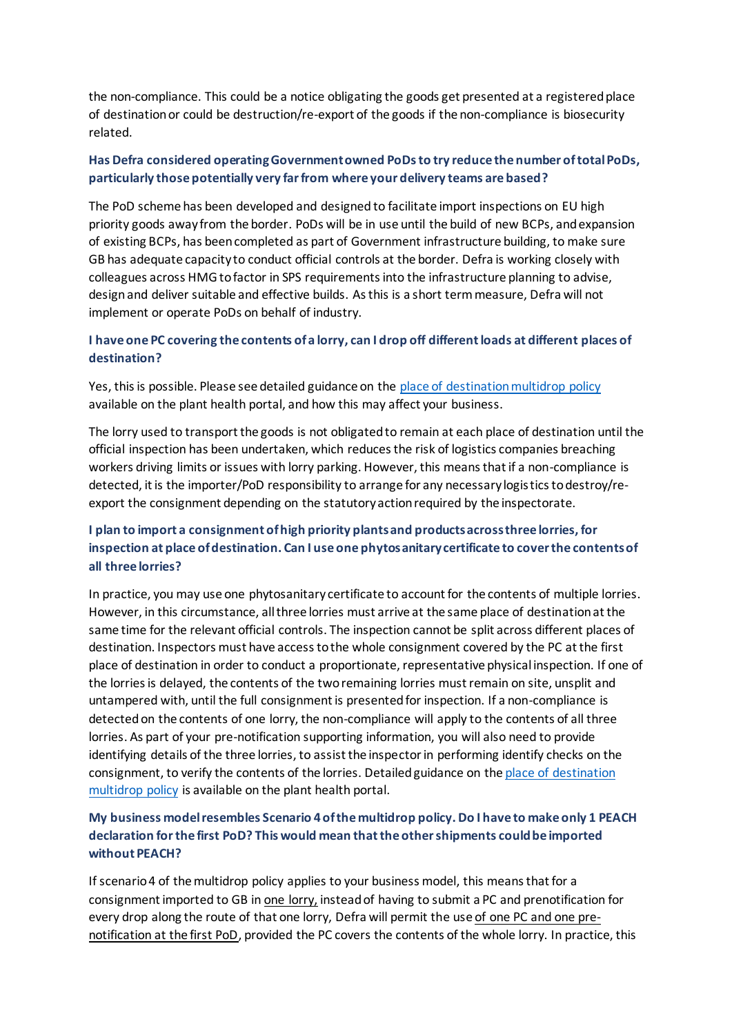the non-compliance. This could be a notice obligating the goods get presented at a registered place of destination or could be destruction/re-export of the goods if the non-compliance is biosecurity related.

### Has Defra considered operating Government owned PoDs to try reduce the number of total PoDs, particularly those potentially very far from where your delivery teams are based?

The PoD scheme has been developed and designed to facilitate import inspections on EU high priority goods away from the border. PoDs will be in use until the build of new BCPs, and expansion of existing BCPs, has been completed as part of Government infrastructure building, to make sure GB has adequate capacity to conduct official controls at the border. Defra is working closely with colleagues across HMG to factor in SPS requirements into the infrastructure planning to advise, design and deliver suitable and effective builds. As this is a short term measure, Defra will not implement or operate PoDs on behalf of industry.

### I have one PC covering the contents of a lorry, can I drop off different loads at different places of destination?

Yes, this is possible. Please see detailed guidance on the place of destination multidrop policy available on the plant health portal, and how this may affect your business.

The lorry used to transport the goods is not obligated to remain at each place of destination until the official inspection has been undertaken, which reduces the risk of logistics companies breaching workers driving limits or issues with lorry parking. However, this means that if a non-compliance is detected, it is the importer/PoD responsibility to arrange for any necessary logistics to destroy/re-export the consignment depending on the statutory action required by the inspectorate.

### I plan to import a consignment of high priority plants and products across three lorries, for inspection at place of destination. Can I use one phytosanitary certificate to cover the contents of all three lorries?

In practice, you may use one phytosanitary certificate to account for the contents of multiple lorries. However, in this circumstance, all three lorries must arrive at the same place of destination at the same time for the relevant official controls. The inspection cannot be split across different places of destination. Inspectors must have access to the whole consignment covered by the PC at the first place of destination in order to conduct a proportionate, representative physical inspection. If one of the lorries is delayed, the contents of the two remaining lorries must remain on site, unsplit and untampered with, until the full consignment is presented for inspection. If a non-compliance is detected on the contents of one lorry, the non-compliance will apply to the contents of all three lorries. As part of your pre-notification supporting information, you will also need to provide identifying details of the three lorries, to assist the inspector in performing identify checks on the consignment, to verify the contents of the lorries. Detailed guidance on the place of destination multidrop policy is available on the plant health portal.

### My business model resembles Scenario 4 of the multidrop policy. Do I have to make only 1 PEACH declaration for the first PoD? This would mean that the other shipments could be imported without PEACH?

If scenario 4 of the multidrop policy applies to your business model, this means that for a consignment imported to GB in one lorry, instead of having to submit a PC and prenotification for every drop along the route of that one lorry, Defra will permit the use of one PC and one pre-notification at the first PoD, provided the PC covers the contents of the whole lorry. In practice, this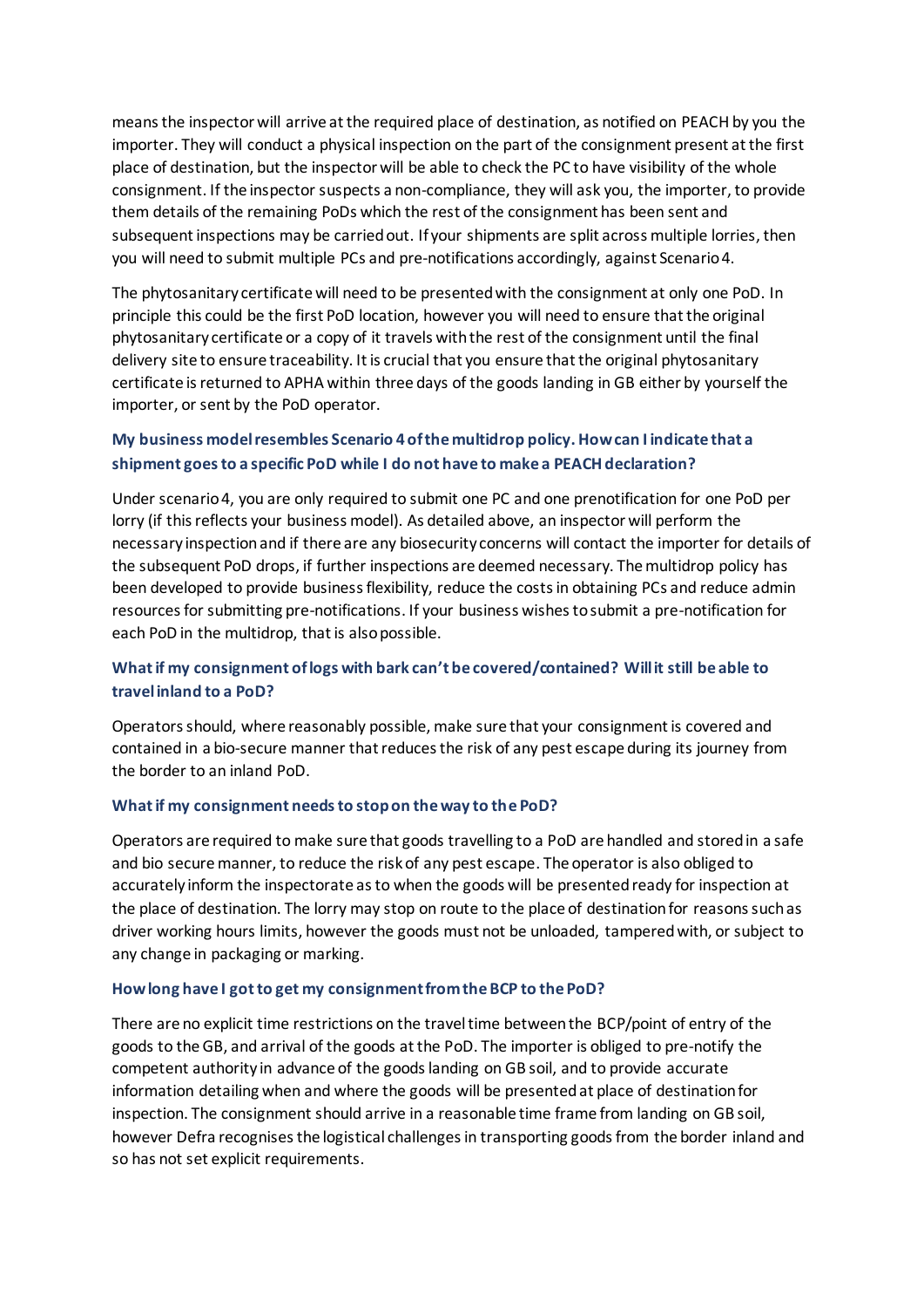means the inspector will arrive at the required place of destination, as notified on PEACH by you the importer. They will conduct a physical inspection on the part of the consignment present at the first place of destination, but the inspector will be able to check the PC to have visibility of the whole consignment. If the inspector suspects a non-compliance, they will ask you, the importer, to provide them details of the remaining PoDs which the rest of the consignment has been sent and subsequent inspections may be carried out. If your shipments are split across multiple lorries, then you will need to submit multiple PCs and pre-notifications accordingly, against Scenario 4.

The phytosanitary certificate will need to be presented with the consignment at only one PoD. In principle this could be the first PoD location, however you will need to ensure that the original phytosanitary certificate or a copy of it travels with the rest of the consignment until the final delivery site to ensure traceability. It is crucial that you ensure that the original phytosanitary certificate is returned to APHA within three days of the goods landing in GB either by yourself the importer, or sent by the PoD operator.

### My business model resembles Scenario 4 of the multidrop policy. How can I indicate that a shipment goes to a specific PoD while I do not have to make a PEACH declaration?

Under scenario 4, you are only required to submit one PC and one prenotification for one PoD per lorry (if this reflects your business model). As detailed above, an inspector will perform the necessary inspection and if there are any biosecurity concerns will contact the importer for details of the subsequent PoD drops, if further inspections are deemed necessary. The multidrop policy has been developed to provide business flexibility, reduce the costs in obtaining PCs and reduce admin resources for submitting pre-notifications. If your business wishes to submit a pre-notification for each PoD in the multidrop, that is also possible.

### What if my consignment of logs with bark can't be covered/contained? Will it still be able to travel inland to a PoD?

Operators should, where reasonably possible, make sure that your consignment is covered and contained in a bio-secure manner that reduces the risk of any pest escape during its journey from the border to an inland PoD.

#### What if my consignment needs to stop on the way to the PoD?

Operators are required to make sure that goods travelling to a PoD are handled and stored in a safe and bio secure manner, to reduce the risk of any pest escape. The operator is also obliged to accurately inform the inspectorate as to when the goods will be presented ready for inspection at the place of destination. The lorry may stop on route to the place of destination for reasons such as driver working hours limits, however the goods must not be unloaded, tampered with, or subject to any change in packaging or marking.

#### How long have I got to get my consignment from the BCP to the PoD?

There are no explicit time restrictions on the travel time between the BCP/point of entry of the goods to the GB, and arrival of the goods at the PoD. The importer is obliged to pre-notify the competent authority in advance of the goods landing on GB soil, and to provide accurate information detailing when and where the goods will be presented at place of destination for inspection. The consignment should arrive in a reasonable time frame from landing on GB soil, however Defra recognises the logistical challenges in transporting goods from the border inland and so has not set explicit requirements.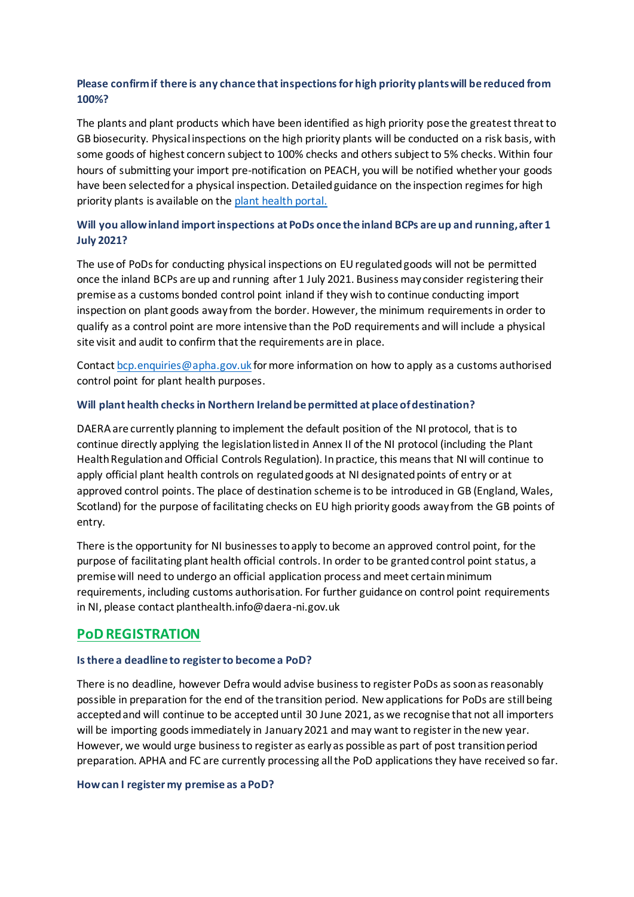### Please confirm if there is any chance that inspections for high priority plants will be reduced from 100%?

The plants and plant products which have been identified as high priority pose the greatest threat to GB biosecurity. Physical inspections on the high priority plants will be conducted on a risk basis, with some goods of highest concern subject to 100% checks and others subject to 5% checks. Within four hours of submitting your import pre-notification on PEACH, you will be notified whether your goods have been selected for a physical inspection. Detailed guidance on the inspection regimes for high priority plants is available on the [plant health portal.](plant health portal.)

### Will you allow inland import inspections at PoDs once the inland BCPs are up and running, after 1 July 2021?

The use of PoDs for conducting physical inspections on EU regulated goods will not be permitted once the inland BCPs are up and running after 1 July 2021. Business may consider registering their premise as a customs bonded control point inland if they wish to continue conducting import inspection on plant goods away from the border. However, the minimum requirements in order to qualify as a control point are more intensive than the PoD requirements and will include a physical site visit and audit to confirm that the requirements are in place.

Contact bcp.enquiries@apha.gov.uk for more information on how to apply as a customs authorised control point for plant health purposes.

### Will plant health checks in Northern Ireland be permitted at place of destination?

DAERA are currently planning to implement the default position of the NI protocol, that is to continue directly applying the legislation listed in Annex II of the NI protocol (including the Plant Health Regulation and Official Controls Regulation). In practice, this means that NI will continue to apply official plant health controls on regulated goods at NI designated points of entry or at approved control points. The place of destination scheme is to be introduced in GB (England, Wales, Scotland) for the purpose of facilitating checks on EU high priority goods away from the GB points of entry.

There is the opportunity for NI businesses to apply to become an approved control point, for the purpose of facilitating plant health official controls. In order to be granted control point status, a premise will need to undergo an official application process and meet certain minimum requirements, including customs authorisation. For further guidance on control point requirements in NI, please contact planthealth.info@daera-ni.gov.uk

## PoD REGISTRATION

### Is there a deadline to register to become a PoD?

There is no deadline, however Defra would advise business to register PoDs as soon as reasonably possible in preparation for the end of the transition period. New applications for PoDs are still being accepted and will continue to be accepted until 30 June 2021, as we recognise that not all importers will be importing goods immediately in January 2021 and may want to register in the new year. However, we would urge business to register as early as possible as part of post transition period preparation. APHA and FC are currently processing all the PoD applications they have received so far.

### How can I register my premise as a PoD?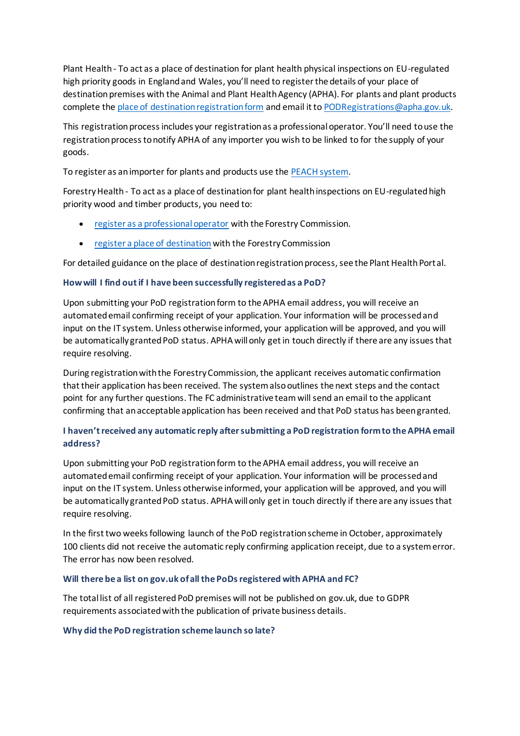Plant Health - To act as a place of destination for plant health physical inspections on EU-regulated high priority goods in England and Wales, you'll need to register the details of your place of destination premises with the Animal and Plant Health Agency (APHA). For plants and plant products complete the [place of destination registration form](#) and email it to [PODRegistrations@apha.gov.uk](mailto:PODRegistrations@apha.gov.uk).

This registration process includes your registration as a professional operator. You'll need to use the registration process to notify APHA of any importer you wish to be linked to for the supply of your goods.

To register as an importer for plants and products use the [PEACH system](#).

Forestry Health - To act as a place of destination for plant health inspections on EU-regulated high priority wood and timber products, you need to:

- [register as a professional operator](#) with the Forestry Commission.
- [register a place of destination](#) with the Forestry Commission

For detailed guidance on the place of destination registration process, see the Plant Health Portal.

### How will I find out if I have been successfully registered as a PoD?

Upon submitting your PoD registration form to the APHA email address, you will receive an automated email confirming receipt of your application. Your information will be processed and input on the IT system. Unless otherwise informed, your application will be approved, and you will be automatically granted PoD status. APHA will only get in touch directly if there are any issues that require resolving.

During registration with the Forestry Commission, the applicant receives automatic confirmation that their application has been received. The system also outlines the next steps and the contact point for any further questions. The FC administrative team will send an email to the applicant confirming that an acceptable application has been received and that PoD status has been granted.

### I haven't received any automatic reply after submitting a PoD registration form to the APHA email address?

Upon submitting your PoD registration form to the APHA email address, you will receive an automated email confirming receipt of your application. Your information will be processed and input on the IT system. Unless otherwise informed, your application will be approved, and you will be automatically granted PoD status. APHA will only get in touch directly if there are any issues that require resolving.

In the first two weeks following launch of the PoD registration scheme in October, approximately 100 clients did not receive the automatic reply confirming application receipt, due to a system error. The error has now been resolved.

### Will there be a list on gov.uk of all the PoDs registered with APHA and FC?

The total list of all registered PoD premises will not be published on gov.uk, due to GDPR requirements associated with the publication of private business details.

### Why did the PoD registration scheme launch so late?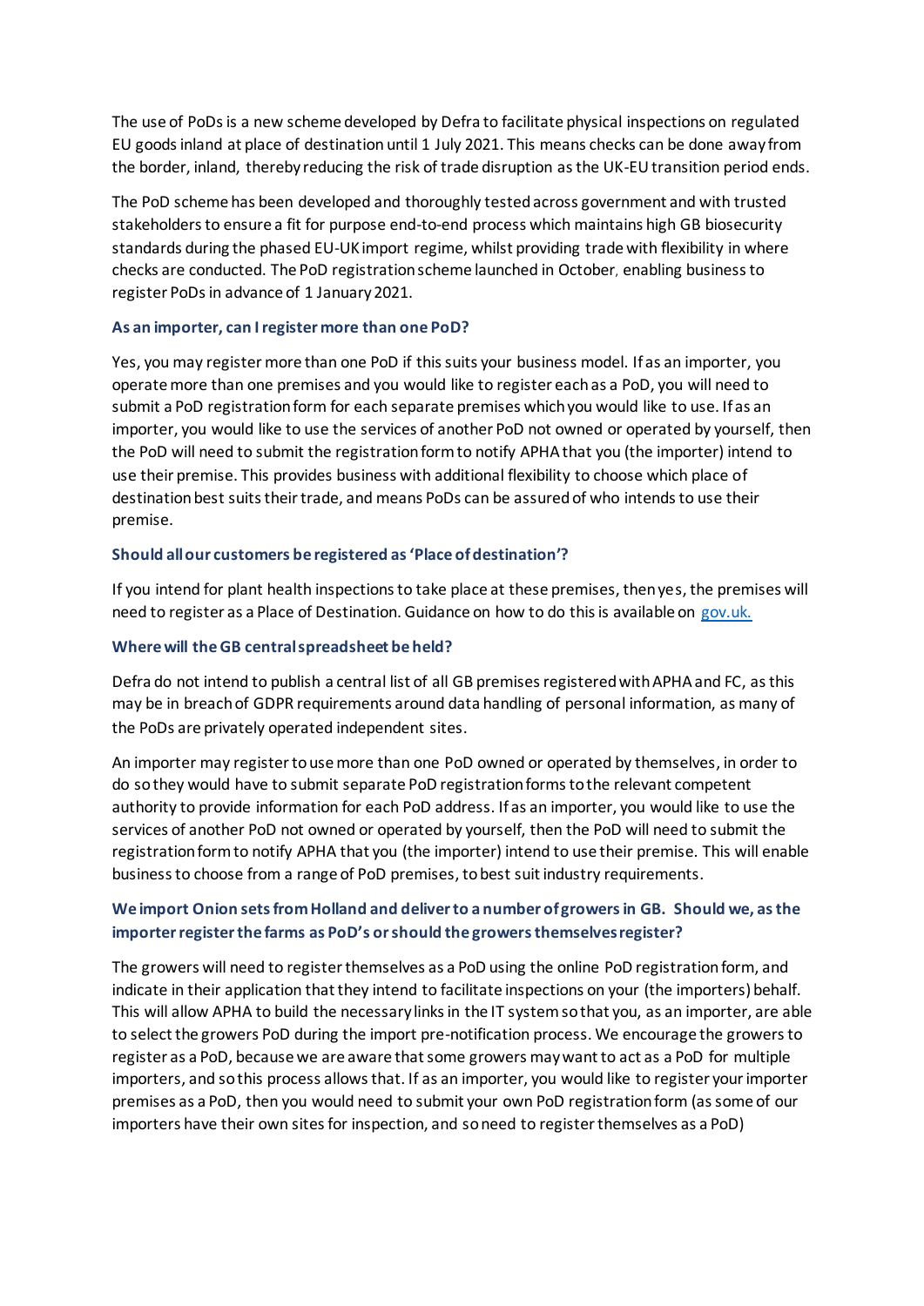The use of PoDs is a new scheme developed by Defra to facilitate physical inspections on regulated EU goods inland at place of destination until 1 July 2021. This means checks can be done away from the border, inland, thereby reducing the risk of trade disruption as the UK-EU transition period ends.

The PoD scheme has been developed and thoroughly tested across government and with trusted stakeholders to ensure a fit for purpose end-to-end process which maintains high GB biosecurity standards during the phased EU-UK import regime, whilst providing trade with flexibility in where checks are conducted. The PoD registration scheme launched in October, enabling business to register PoDs in advance of 1 January 2021.

### As an importer, can I register more than one PoD?

Yes, you may register more than one PoD if this suits your business model. If as an importer, you operate more than one premises and you would like to register each as a PoD, you will need to submit a PoD registration form for each separate premises which you would like to use. If as an importer, you would like to use the services of another PoD not owned or operated by yourself, then the PoD will need to submit the registration form to notify APHA that you (the importer) intend to use their premise. This provides business with additional flexibility to choose which place of destination best suits their trade, and means PoDs can be assured of who intends to use their premise.

### Should all our customers be registered as 'Place of destination'?

If you intend for plant health inspections to take place at these premises, then yes, the premises will need to register as a Place of Destination. Guidance on how to do this is available on [gov.uk.](gov.uk.)

### Where will the GB central spreadsheet be held?

Defra do not intend to publish a central list of all GB premises registered with APHA and FC, as this may be in breach of GDPR requirements around data handling of personal information, as many of the PoDs are privately operated independent sites.

An importer may register to use more than one PoD owned or operated by themselves, in order to do so they would have to submit separate PoD registration forms to the relevant competent authority to provide information for each PoD address. If as an importer, you would like to use the services of another PoD not owned or operated by yourself, then the PoD will need to submit the registration form to notify APHA that you (the importer) intend to use their premise. This will enable business to choose from a range of PoD premises, to best suit industry requirements.

### We import Onion sets from Holland and deliver to a number of growers in GB. Should we, as the importer register the farms as PoD's or should the growers themselves register?

The growers will need to register themselves as a PoD using the online PoD registration form, and indicate in their application that they intend to facilitate inspections on your (the importers) behalf. This will allow APHA to build the necessary links in the IT system so that you, as an importer, are able to select the growers PoD during the import pre-notification process. We encourage the growers to register as a PoD, because we are aware that some growers may want to act as a PoD for multiple importers, and so this process allows that. If as an importer, you would like to register your importer premises as a PoD, then you would need to submit your own PoD registration form (as some of our importers have their own sites for inspection, and so need to register themselves as a PoD)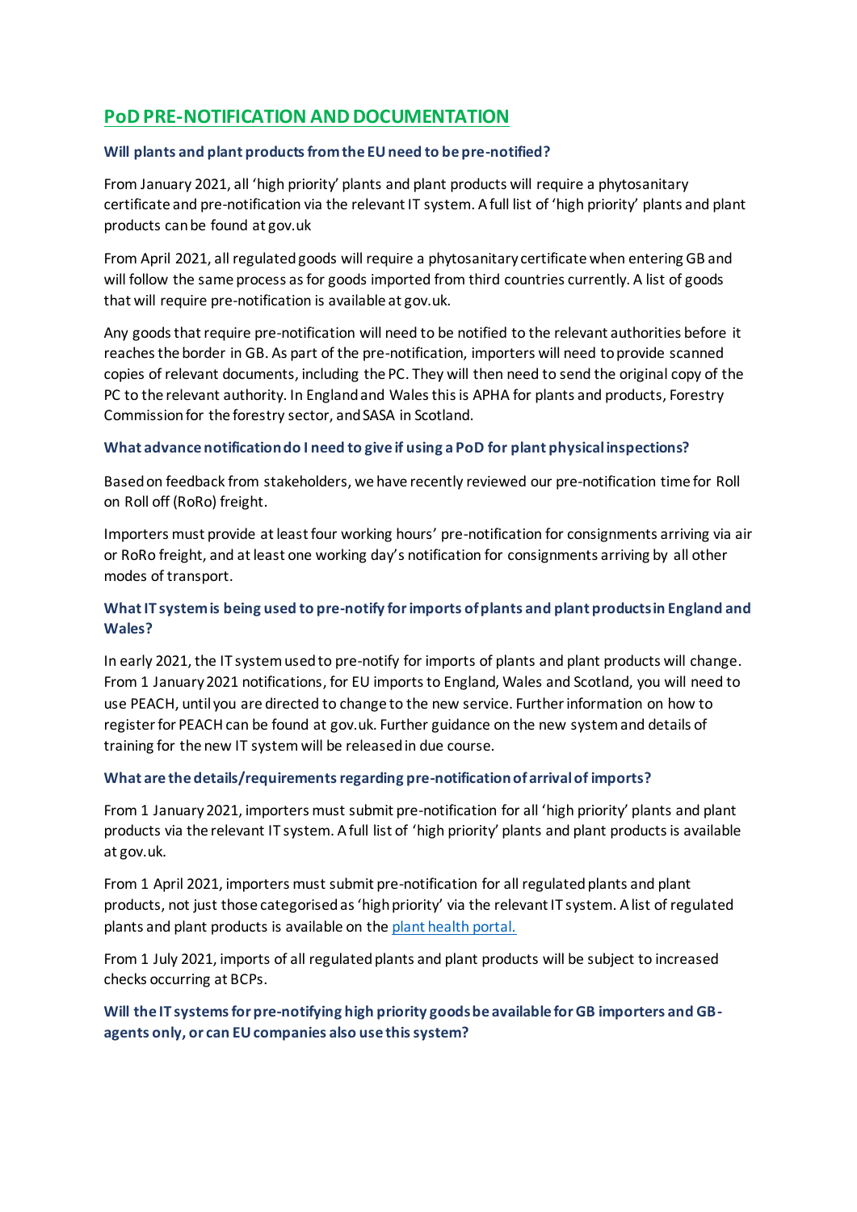## PoD PRE-NOTIFICATION AND DOCUMENTATION

### Will plants and plant products from the EU need to be pre-notified?

From January 2021, all 'high priority' plants and plant products will require a phytosanitary certificate and pre-notification via the relevant IT system. A full list of 'high priority' plants and plant products can be found at gov.uk

From April 2021, all regulated goods will require a phytosanitary certificate when entering GB and will follow the same process as for goods imported from third countries currently. A list of goods that will require pre-notification is available at gov.uk.

Any goods that require pre-notification will need to be notified to the relevant authorities before it reaches the border in GB. As part of the pre-notification, importers will need to provide scanned copies of relevant documents, including the PC. They will then need to send the original copy of the PC to the relevant authority. In England and Wales this is APHA for plants and products, Forestry Commission for the forestry sector, and SASA in Scotland.

### What advance notification do I need to give if using a PoD for plant physical inspections?

Based on feedback from stakeholders, we have recently reviewed our pre-notification time for Roll on Roll off (RoRo) freight.

Importers must provide at least four working hours' pre-notification for consignments arriving via air or RoRo freight, and at least one working day's notification for consignments arriving by all other modes of transport.

### What IT system is being used to pre-notify for imports of plants and plant products in England and Wales?

In early 2021, the IT system used to pre-notify for imports of plants and plant products will change. From 1 January 2021 notifications, for EU imports to England, Wales and Scotland, you will need to use PEACH, until you are directed to change to the new service. Further information on how to register for PEACH can be found at gov.uk. Further guidance on the new system and details of training for the new IT system will be released in due course.

### What are the details/requirements regarding pre-notification of arrival of imports?

From 1 January 2021, importers must submit pre-notification for all 'high priority' plants and plant products via the relevant IT system. A full list of 'high priority' plants and plant products is available at gov.uk.

From 1 April 2021, importers must submit pre-notification for all regulated plants and plant products, not just those categorised as 'high priority' via the relevant IT system. A list of regulated plants and plant products is available on the [plant health portal.](#)

From 1 July 2021, imports of all regulated plants and plant products will be subject to increased checks occurring at BCPs.

### Will the IT systems for pre-notifying high priority goods be available for GB importers and GB-agents only, or can EU companies also use this system?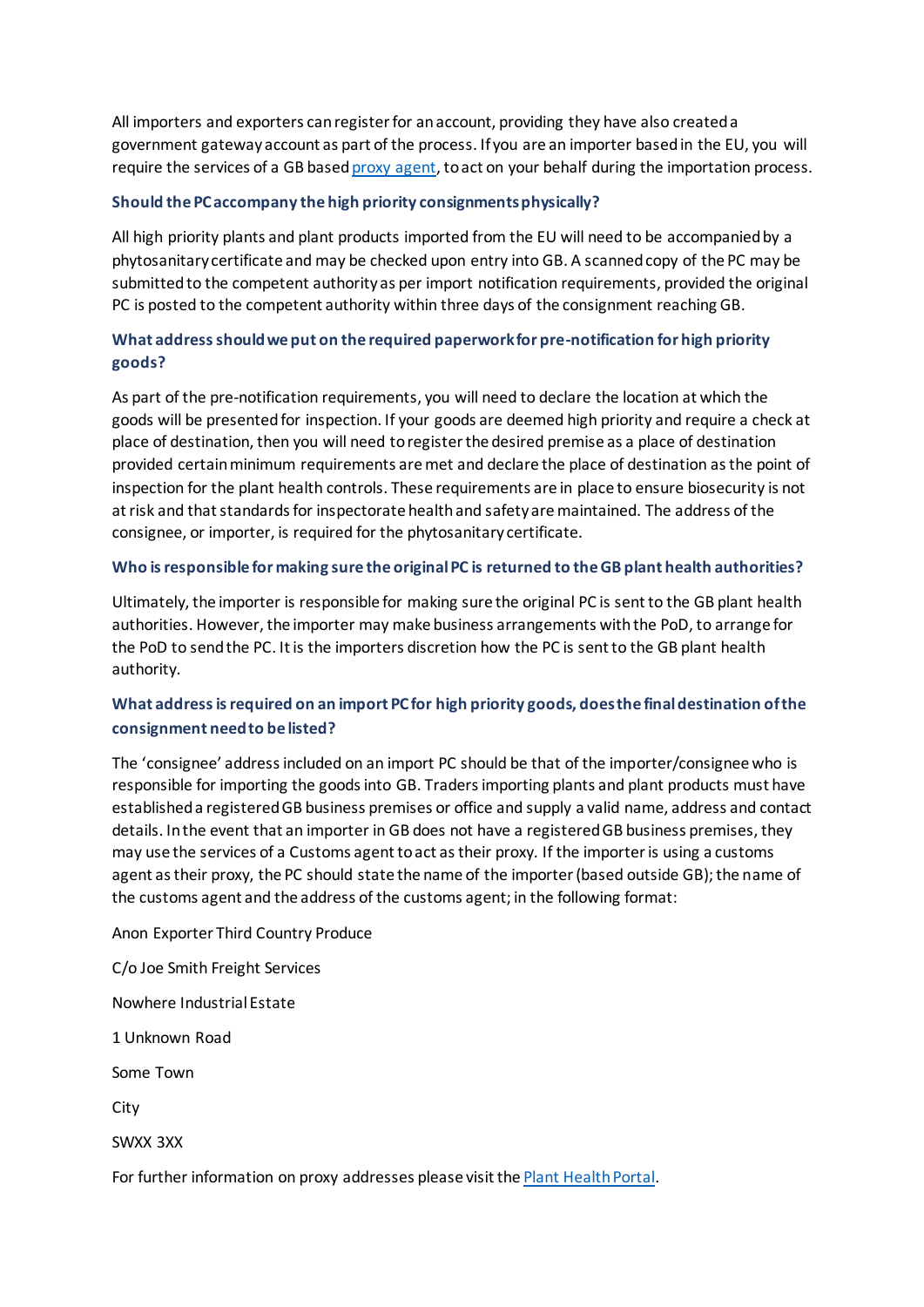All importers and exporters can register for an account, providing they have also created a government gateway account as part of the process. If you are an importer based in the EU, you will require the services of a GB based proxy agent, to act on your behalf during the importation process.

### Should the PC accompany the high priority consignments physically?

All high priority plants and plant products imported from the EU will need to be accompanied by a phytosanitary certificate and may be checked upon entry into GB. A scanned copy of the PC may be submitted to the competent authority as per import notification requirements, provided the original PC is posted to the competent authority within three days of the consignment reaching GB.

### What address should we put on the required paperwork for pre-notification for high priority goods?

As part of the pre-notification requirements, you will need to declare the location at which the goods will be presented for inspection. If your goods are deemed high priority and require a check at place of destination, then you will need to register the desired premise as a place of destination provided certain minimum requirements are met and declare the place of destination as the point of inspection for the plant health controls. These requirements are in place to ensure biosecurity is not at risk and that standards for inspectorate health and safety are maintained. The address of the consignee, or importer, is required for the phytosanitary certificate.

### Who is responsible for making sure the original PC is returned to the GB plant health authorities?

Ultimately, the importer is responsible for making sure the original PC is sent to the GB plant health authorities. However, the importer may make business arrangements with the PoD, to arrange for the PoD to send the PC. It is the importers discretion how the PC is sent to the GB plant health authority.

### What address is required on an import PC for high priority goods, does the final destination of the consignment need to be listed?

The 'consignee' address included on an import PC should be that of the importer/consignee who is responsible for importing the goods into GB. Traders importing plants and plant products must have established a registered GB business premises or office and supply a valid name, address and contact details. In the event that an importer in GB does not have a registered GB business premises, they may use the services of a Customs agent to act as their proxy. If the importer is using a customs agent as their proxy, the PC should state the name of the importer (based outside GB); the name of the customs agent and the address of the customs agent; in the following format:

Anon Exporter Third Country Produce

C/o Joe Smith Freight Services

Nowhere Industrial Estate

1 Unknown Road

Some Town

City

SWXX 3XX

For further information on proxy addresses please visit the Plant Health Portal.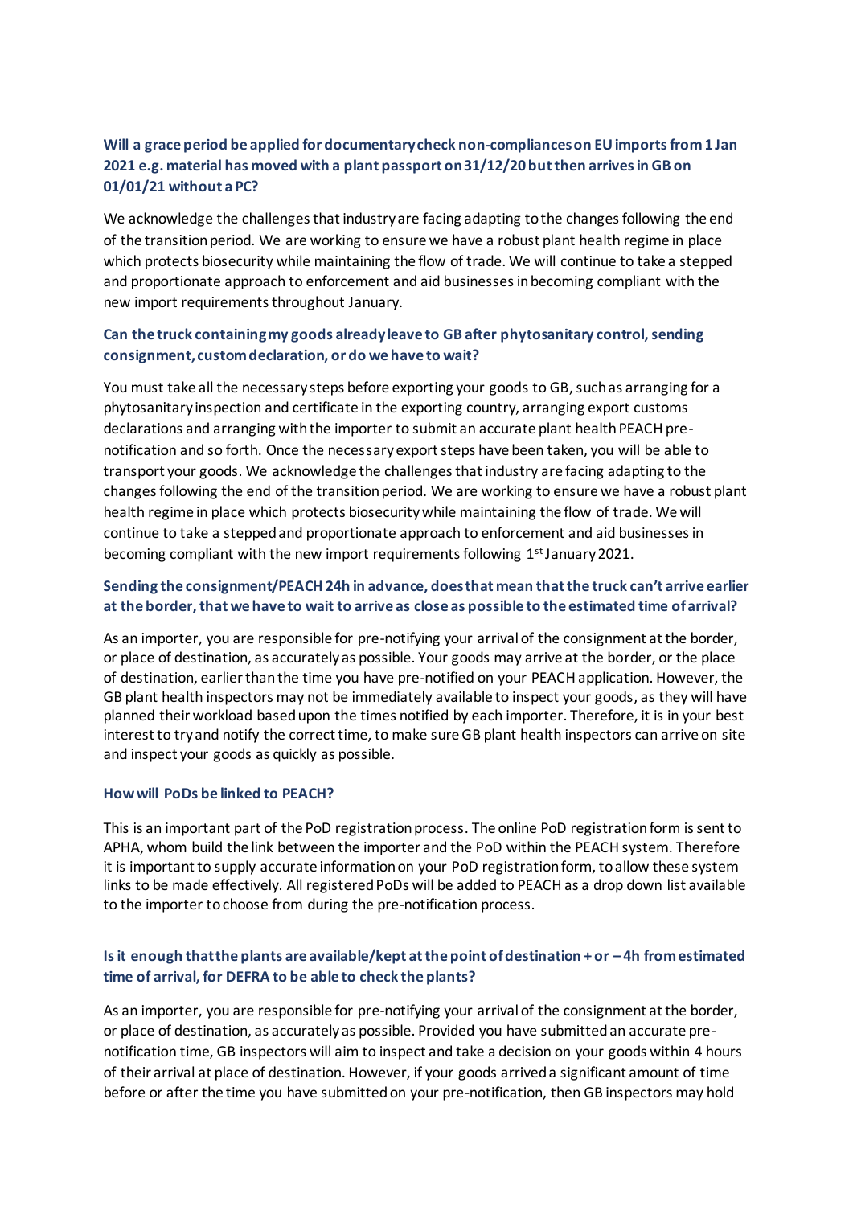### Will a grace period be applied for documentary check non-compliances on EU imports from 1 Jan 2021 e.g. material has moved with a plant passport on 31/12/20 but then arrives in GB on 01/01/21 without a PC?

We acknowledge the challenges that industry are facing adapting to the changes following the end of the transition period. We are working to ensure we have a robust plant health regime in place which protects biosecurity while maintaining the flow of trade. We will continue to take a stepped and proportionate approach to enforcement and aid businesses in becoming compliant with the new import requirements throughout January.

### Can the truck containing my goods already leave to GB after phytosanitary control, sending consignment, custom declaration, or do we have to wait?

You must take all the necessary steps before exporting your goods to GB, such as arranging for a phytosanitary inspection and certificate in the exporting country, arranging export customs declarations and arranging with the importer to submit an accurate plant health PEACH pre-notification and so forth. Once the necessary export steps have been taken, you will be able to transport your goods. We acknowledge the challenges that industry are facing adapting to the changes following the end of the transition period. We are working to ensure we have a robust plant health regime in place which protects biosecurity while maintaining the flow of trade. We will continue to take a stepped and proportionate approach to enforcement and aid businesses in becoming compliant with the new import requirements following 1st January 2021.

### Sending the consignment/PEACH 24h in advance, does that mean that the truck can't arrive earlier at the border, that we have to wait to arrive as close as possible to the estimated time of arrival?

As an importer, you are responsible for pre-notifying your arrival of the consignment at the border, or place of destination, as accurately as possible. Your goods may arrive at the border, or the place of destination, earlier than the time you have pre-notified on your PEACH application. However, the GB plant health inspectors may not be immediately available to inspect your goods, as they will have planned their workload based upon the times notified by each importer. Therefore, it is in your best interest to try and notify the correct time, to make sure GB plant health inspectors can arrive on site and inspect your goods as quickly as possible.

### How will PoDs be linked to PEACH?

This is an important part of the PoD registration process. The online PoD registration form is sent to APHA, whom build the link between the importer and the PoD within the PEACH system. Therefore it is important to supply accurate information on your PoD registration form, to allow these system links to be made effectively. All registered PoDs will be added to PEACH as a drop down list available to the importer to choose from during the pre-notification process.

### Is it enough that the plants are available/kept at the point of destination + or – 4h from estimated time of arrival, for DEFRA to be able to check the plants?

As an importer, you are responsible for pre-notifying your arrival of the consignment at the border, or place of destination, as accurately as possible. Provided you have submitted an accurate pre-notification time, GB inspectors will aim to inspect and take a decision on your goods within 4 hours of their arrival at place of destination. However, if your goods arrived a significant amount of time before or after the time you have submitted on your pre-notification, then GB inspectors may hold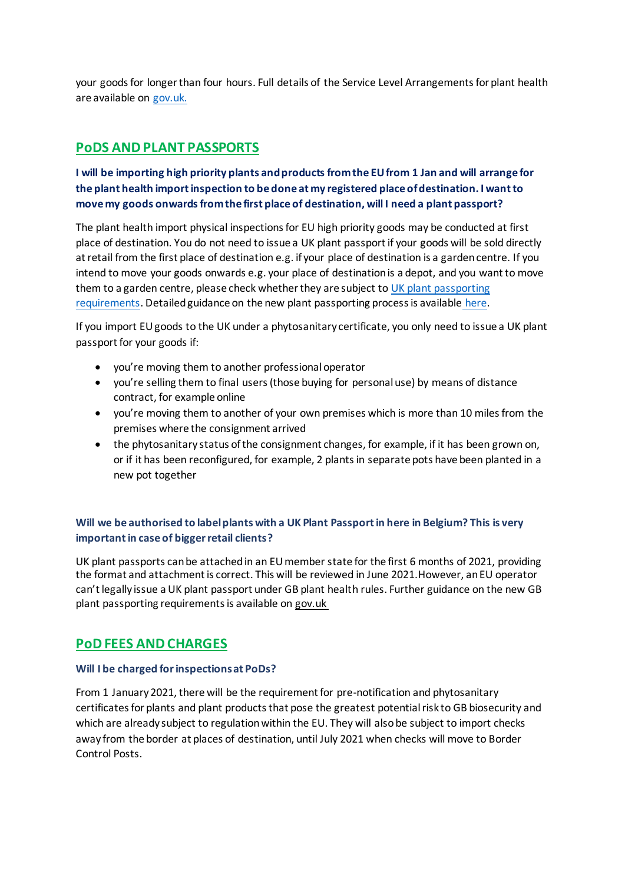your goods for longer than four hours. Full details of the Service Level Arrangements for plant health are available on [gov.uk.](gov.uk.)

## PoDS AND PLANT PASSPORTS

**I will be importing high priority plants and products from the EU from 1 Jan and will arrange for the plant health import inspection to be done at my registered place of destination. I want to move my goods onwards from the first place of destination, will I need a plant passport?**

The plant health import physical inspections for EU high priority goods may be conducted at first place of destination. You do not need to issue a UK plant passport if your goods will be sold directly at retail from the first place of destination e.g. if your place of destination is a garden centre. If you intend to move your goods onwards e.g. your place of destination is a depot, and you want to move them to a garden centre, please check whether they are subject to UK plant passporting requirements. Detailed guidance on the new plant passporting process is available here.

If you import EU goods to the UK under a phytosanitary certificate, you only need to issue a UK plant passport for your goods if:

- you're moving them to another professional operator
- you're selling them to final users (those buying for personal use) by means of distance contract, for example online
- you're moving them to another of your own premises which is more than 10 miles from the premises where the consignment arrived
- the phytosanitary status of the consignment changes, for example, if it has been grown on, or if it has been reconfigured, for example, 2 plants in separate pots have been planted in a new pot together

**Will we be authorised to label plants with a UK Plant Passport in here in Belgium? This is very important in case of bigger retail clients?**

UK plant passports can be attached in an EU member state for the first 6 months of 2021, providing the format and attachment is correct. This will be reviewed in June 2021.However, an EU operator can't legally issue a UK plant passport under GB plant health rules. Further guidance on the new GB plant passporting requirements is available on gov.uk

## PoD FEES AND CHARGES

**Will I be charged for inspections at PoDs?**

From 1 January 2021, there will be the requirement for pre-notification and phytosanitary certificates for plants and plant products that pose the greatest potential risk to GB biosecurity and which are already subject to regulation within the EU. They will also be subject to import checks away from the border at places of destination, until July 2021 when checks will move to Border Control Posts.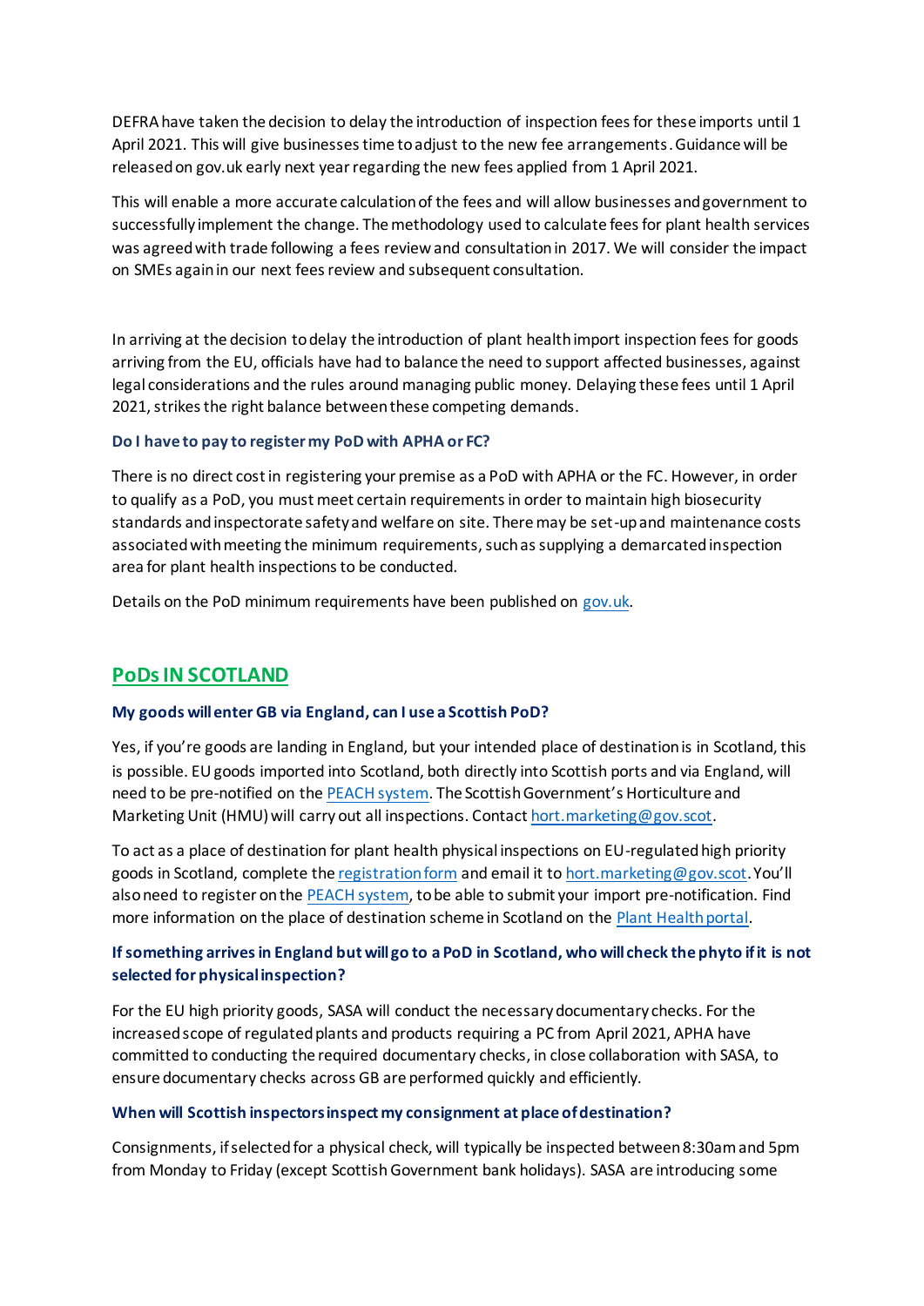DEFRA have taken the decision to delay the introduction of inspection fees for these imports until 1 April 2021. This will give businesses time to adjust to the new fee arrangements. Guidance will be released on gov.uk early next year regarding the new fees applied from 1 April 2021.

This will enable a more accurate calculation of the fees and will allow businesses and government to successfully implement the change. The methodology used to calculate fees for plant health services was agreed with trade following a fees review and consultation in 2017. We will consider the impact on SMEs again in our next fees review and subsequent consultation.

In arriving at the decision to delay the introduction of plant health import inspection fees for goods arriving from the EU, officials have had to balance the need to support affected businesses, against legal considerations and the rules around managing public money. Delaying these fees until 1 April 2021, strikes the right balance between these competing demands.

#### Do I have to pay to register my PoD with APHA or FC?

There is no direct cost in registering your premise as a PoD with APHA or the FC. However, in order to qualify as a PoD, you must meet certain requirements in order to maintain high biosecurity standards and inspectorate safety and welfare on site. There may be set-up and maintenance costs associated with meeting the minimum requirements, such as supplying a demarcated inspection area for plant health inspections to be conducted.

Details on the PoD minimum requirements have been published on gov.uk.

## PoDs IN SCOTLAND

#### My goods will enter GB via England, can I use a Scottish PoD?

Yes, if you're goods are landing in England, but your intended place of destination is in Scotland, this is possible. EU goods imported into Scotland, both directly into Scottish ports and via England, will need to be pre-notified on the PEACH system. The Scottish Government's Horticulture and Marketing Unit (HMU) will carry out all inspections. Contact hort.marketing@gov.scot.

To act as a place of destination for plant health physical inspections on EU-regulated high priority goods in Scotland, complete the registration form and email it to hort.marketing@gov.scot. You'll also need to register on the PEACH system, to be able to submit your import pre-notification. Find more information on the place of destination scheme in Scotland on the Plant Health portal.

#### If something arrives in England but will go to a PoD in Scotland, who will check the phyto if it is not selected for physical inspection?

For the EU high priority goods, SASA will conduct the necessary documentary checks. For the increased scope of regulated plants and products requiring a PC from April 2021, APHA have committed to conducting the required documentary checks, in close collaboration with SASA, to ensure documentary checks across GB are performed quickly and efficiently.

#### When will Scottish inspectors inspect my consignment at place of destination?

Consignments, if selected for a physical check, will typically be inspected between 8:30am and 5pm from Monday to Friday (except Scottish Government bank holidays). SASA are introducing some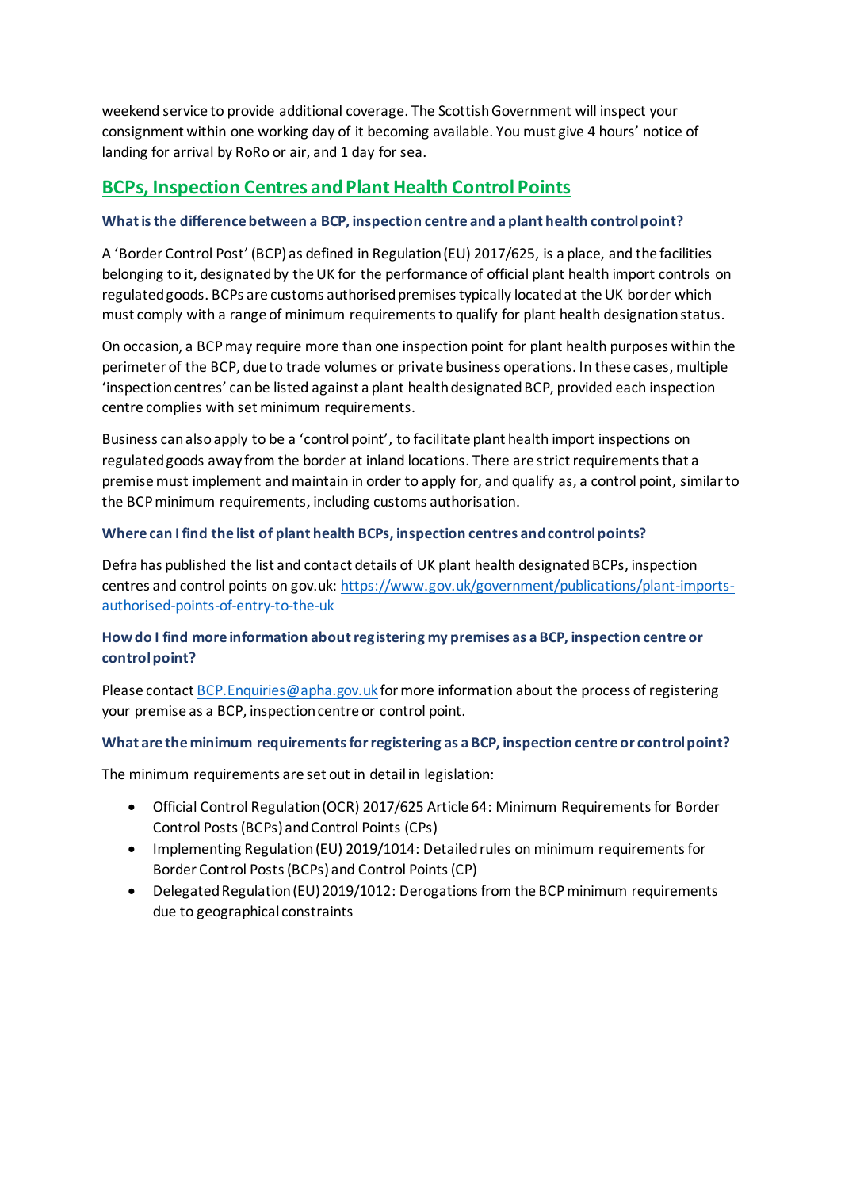weekend service to provide additional coverage. The Scottish Government will inspect your consignment within one working day of it becoming available. You must give 4 hours' notice of landing for arrival by RoRo or air, and 1 day for sea.

## BCPs, Inspection Centres and Plant Health Control Points

### What is the difference between a BCP, inspection centre and a plant health control point?

A 'Border Control Post' (BCP) as defined in Regulation (EU) 2017/625, is a place, and the facilities belonging to it, designated by the UK for the performance of official plant health import controls on regulated goods. BCPs are customs authorised premises typically located at the UK border which must comply with a range of minimum requirements to qualify for plant health designation status.

On occasion, a BCP may require more than one inspection point for plant health purposes within the perimeter of the BCP, due to trade volumes or private business operations. In these cases, multiple 'inspection centres' can be listed against a plant health designated BCP, provided each inspection centre complies with set minimum requirements.

Business can also apply to be a 'control point', to facilitate plant health import inspections on regulated goods away from the border at inland locations. There are strict requirements that a premise must implement and maintain in order to apply for, and qualify as, a control point, similar to the BCP minimum requirements, including customs authorisation.

### Where can I find the list of plant health BCPs, inspection centres and control points?

Defra has published the list and contact details of UK plant health designated BCPs, inspection centres and control points on gov.uk: [https://www.gov.uk/government/publications/plant-imports-authorised-points-of-entry-to-the-uk](https://www.gov.uk/government/publications/plant-imports-authorised-points-of-entry-to-the-uk)

### How do I find more information about registering my premises as a BCP, inspection centre or control point?

Please contact [BCP.Enquiries@apha.gov.uk](mailto:BCP.Enquiries@apha.gov.uk) for more information about the process of registering your premise as a BCP, inspection centre or control point.

### What are the minimum requirements for registering as a BCP, inspection centre or control point?

The minimum requirements are set out in detail in legislation:

- Official Control Regulation (OCR) 2017/625 Article 64: Minimum Requirements for Border Control Posts (BCPs) and Control Points (CPs)
- Implementing Regulation (EU) 2019/1014: Detailed rules on minimum requirements for Border Control Posts (BCPs) and Control Points (CP)
- Delegated Regulation (EU) 2019/1012: Derogations from the BCP minimum requirements due to geographical constraints